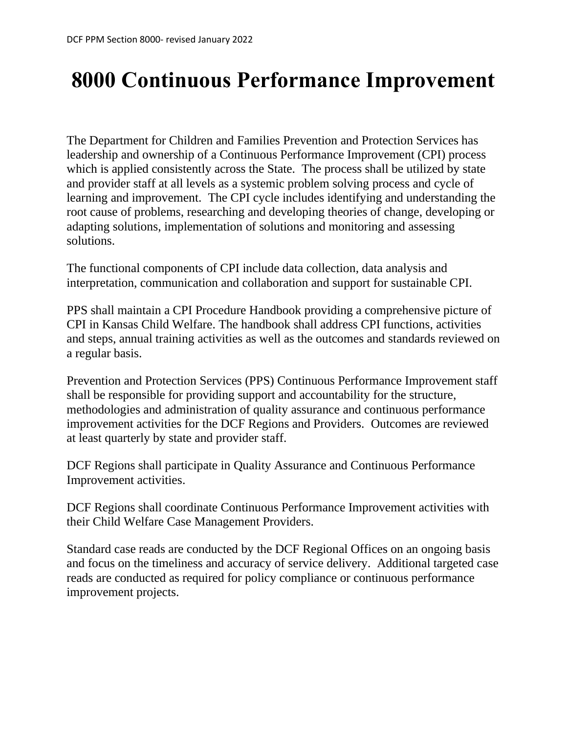# 8000 Continuous Performance Improvement

The Department for Children and Families Prevention and Protection Services has leadership and ownership of a Continuous Performance Improvement (CPI) process which is applied consistently across the State. The process shall be utilized by state and provider staff at all levels as a systemic problem solving process and cycle of learning and improvement. The CPI cycle includes identifying and understanding the root cause of problems, researching and developing theories of change, developing or adapting solutions, implementation of solutions and monitoring and assessing solutions.

The functional components of CPI include data collection, data analysis and interpretation, communication and collaboration and support for sustainable CPI.

PPS shall maintain a CPI Procedure Handbook providing a comprehensive picture of CPI in Kansas Child Welfare. The handbook shall address CPI functions, activities and steps, annual training activities as well as the outcomes and standards reviewed on a regular basis.

Prevention and Protection Services (PPS) Continuous Performance Improvement staff shall be responsible for providing support and accountability for the structure, methodologies and administration of quality assurance and continuous performance improvement activities for the DCF Regions and Providers. Outcomes are reviewed at least quarterly by state and provider staff.

DCF Regions shall participate in Quality Assurance and Continuous Performance Improvement activities.

DCF Regions shall coordinate Continuous Performance Improvement activities with their Child Welfare Case Management Providers.

Standard case reads are conducted by the DCF Regional Offices on an ongoing basis and focus on the timeliness and accuracy of service delivery. Additional targeted case reads are conducted as required for policy compliance or continuous performance improvement projects.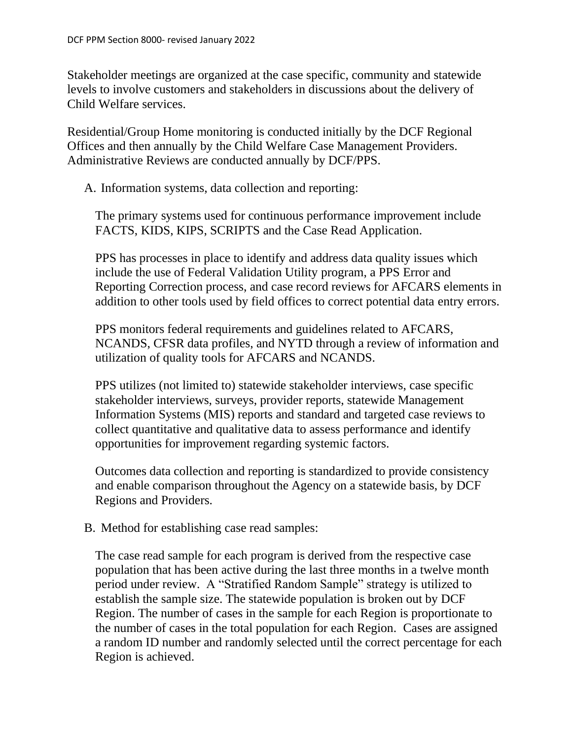Stakeholder meetings are organized at the case specific, community and statewide levels to involve customers and stakeholders in discussions about the delivery of Child Welfare services.

Residential/Group Home monitoring is conducted initially by the DCF Regional Offices and then annually by the Child Welfare Case Management Providers. Administrative Reviews are conducted annually by DCF/PPS.

A. Information systems, data collection and reporting:

   The primary systems used for continuous performance improvement include FACTS, KIDS, KIPS, SCRIPTS and the Case Read Application.

   PPS has processes in place to identify and address data quality issues which include the use of Federal Validation Utility program, a PPS Error and Reporting Correction process, and case record reviews for AFCARS elements in addition to other tools used by field offices to correct potential data entry errors.

   PPS monitors federal requirements and guidelines related to AFCARS, NCANDS, CFSR data profiles, and NYTD through a review of information and utilization of quality tools for AFCARS and NCANDS.

   PPS utilizes (not limited to) statewide stakeholder interviews, case specific stakeholder interviews, surveys, provider reports, statewide Management Information Systems (MIS) reports and standard and targeted case reviews to collect quantitative and qualitative data to assess performance and identify opportunities for improvement regarding systemic factors.

   Outcomes data collection and reporting is standardized to provide consistency and enable comparison throughout the Agency on a statewide basis, by DCF Regions and Providers.

B. Method for establishing case read samples:

   The case read sample for each program is derived from the respective case population that has been active during the last three months in a twelve month period under review. A "Stratified Random Sample" strategy is utilized to establish the sample size. The statewide population is broken out by DCF Region. The number of cases in the sample for each Region is proportionate to the number of cases in the total population for each Region. Cases are assigned a random ID number and randomly selected until the correct percentage for each Region is achieved.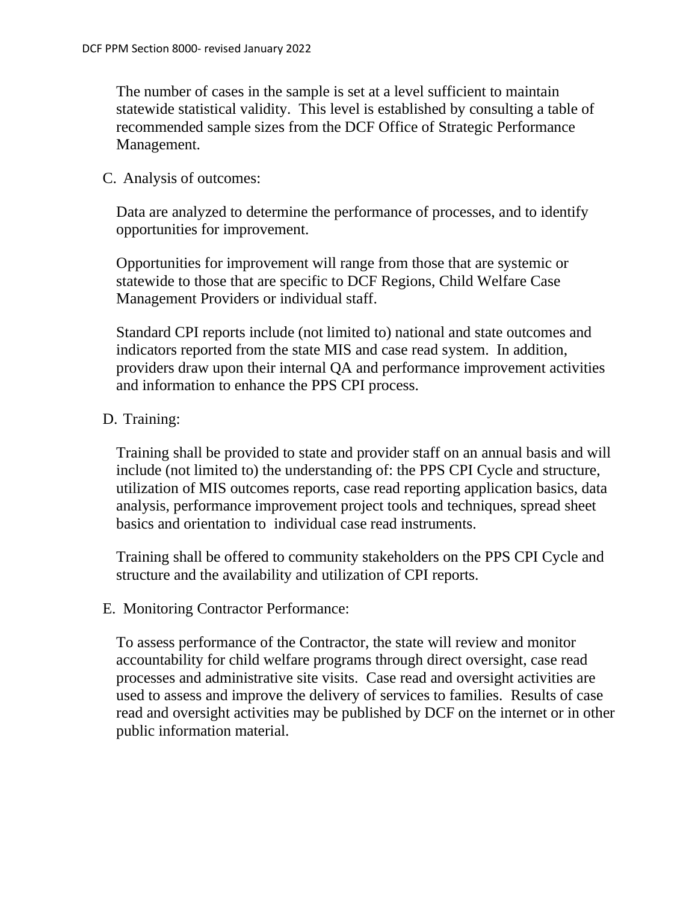The number of cases in the sample is set at a level sufficient to maintain statewide statistical validity. This level is established by consulting a table of recommended sample sizes from the DCF Office of Strategic Performance Management.

C. Analysis of outcomes:

Data are analyzed to determine the performance of processes, and to identify opportunities for improvement.

Opportunities for improvement will range from those that are systemic or statewide to those that are specific to DCF Regions, Child Welfare Case Management Providers or individual staff.

Standard CPI reports include (not limited to) national and state outcomes and indicators reported from the state MIS and case read system. In addition, providers draw upon their internal QA and performance improvement activities and information to enhance the PPS CPI process.

D. Training:

Training shall be provided to state and provider staff on an annual basis and will include (not limited to) the understanding of: the PPS CPI Cycle and structure, utilization of MIS outcomes reports, case read reporting application basics, data analysis, performance improvement project tools and techniques, spread sheet basics and orientation to individual case read instruments.

Training shall be offered to community stakeholders on the PPS CPI Cycle and structure and the availability and utilization of CPI reports.

E. Monitoring Contractor Performance:

To assess performance of the Contractor, the state will review and monitor accountability for child welfare programs through direct oversight, case read processes and administrative site visits. Case read and oversight activities are used to assess and improve the delivery of services to families. Results of case read and oversight activities may be published by DCF on the internet or in other public information material.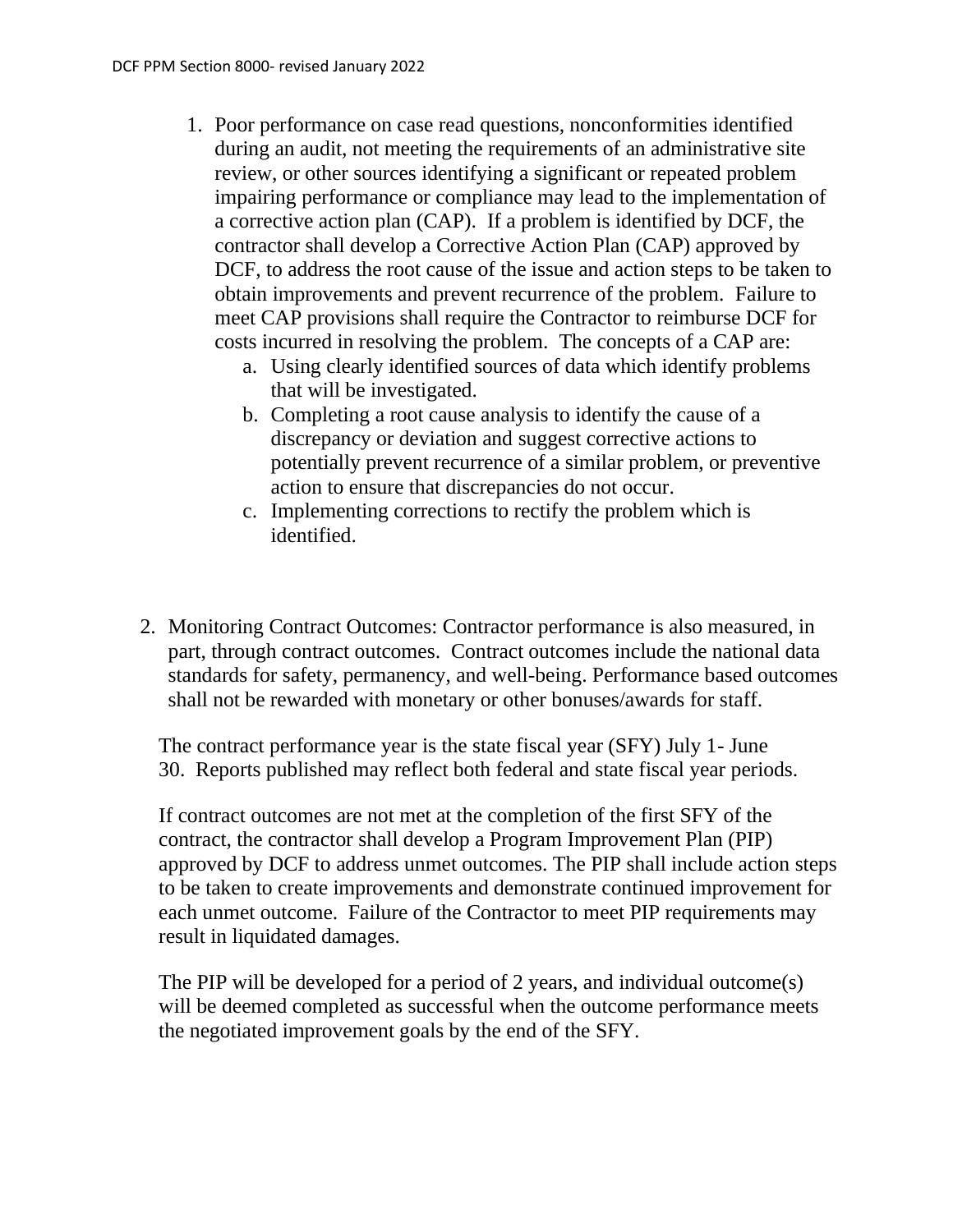1. Poor performance on case read questions, nonconformities identified during an audit, not meeting the requirements of an administrative site review, or other sources identifying a significant or repeated problem impairing performance or compliance may lead to the implementation of a corrective action plan (CAP). If a problem is identified by DCF, the contractor shall develop a Corrective Action Plan (CAP) approved by DCF, to address the root cause of the issue and action steps to be taken to obtain improvements and prevent recurrence of the problem. Failure to meet CAP provisions shall require the Contractor to reimburse DCF for costs incurred in resolving the problem. The concepts of a CAP are:
    a. Using clearly identified sources of data which identify problems that will be investigated.
    b. Completing a root cause analysis to identify the cause of a discrepancy or deviation and suggest corrective actions to potentially prevent recurrence of a similar problem, or preventive action to ensure that discrepancies do not occur.
    c. Implementing corrections to rectify the problem which is identified.

2. Monitoring Contract Outcomes: Contractor performance is also measured, in part, through contract outcomes. Contract outcomes include the national data standards for safety, permanency, and well-being. Performance based outcomes shall not be rewarded with monetary or other bonuses/awards for staff.

The contract performance year is the state fiscal year (SFY) July 1- June 30. Reports published may reflect both federal and state fiscal year periods.

If contract outcomes are not met at the completion of the first SFY of the contract, the contractor shall develop a Program Improvement Plan (PIP) approved by DCF to address unmet outcomes. The PIP shall include action steps to be taken to create improvements and demonstrate continued improvement for each unmet outcome. Failure of the Contractor to meet PIP requirements may result in liquidated damages.

The PIP will be developed for a period of 2 years, and individual outcome(s) will be deemed completed as successful when the outcome performance meets the negotiated improvement goals by the end of the SFY.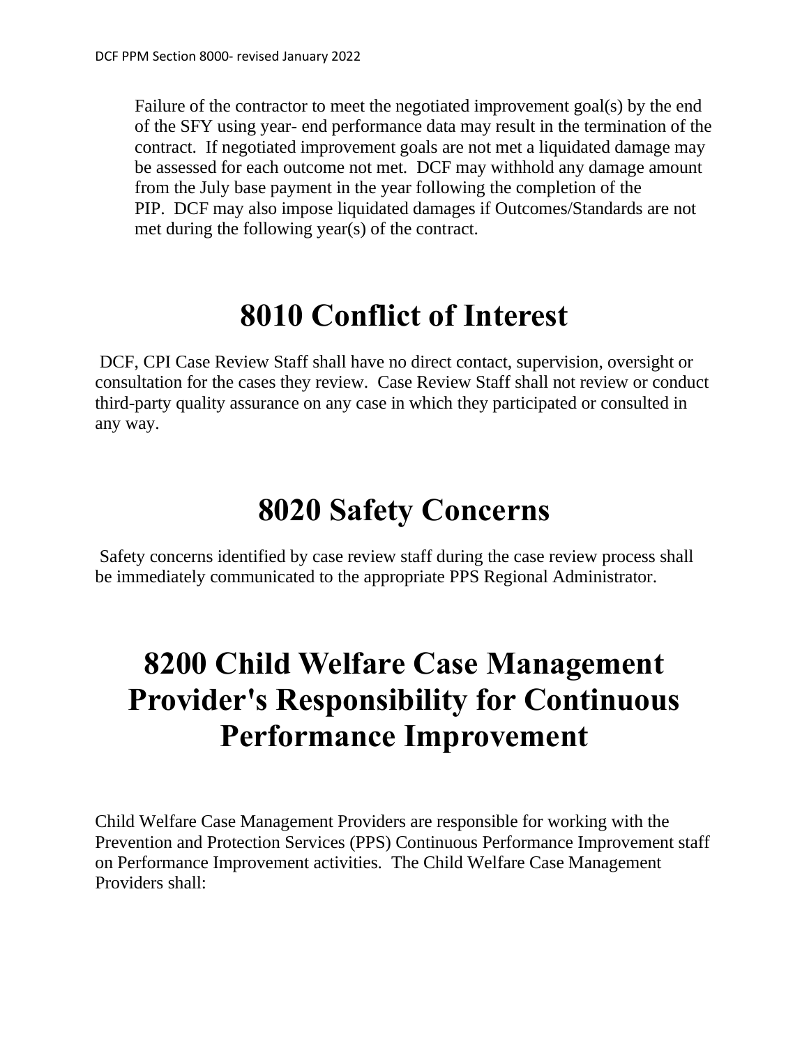Failure of the contractor to meet the negotiated improvement goal(s) by the end of the SFY using year- end performance data may result in the termination of the contract. If negotiated improvement goals are not met a liquidated damage may be assessed for each outcome not met. DCF may withhold any damage amount from the July base payment in the year following the completion of the PIP. DCF may also impose liquidated damages if Outcomes/Standards are not met during the following year(s) of the contract.

# 8010 Conflict of Interest

DCF, CPI Case Review Staff shall have no direct contact, supervision, oversight or consultation for the cases they review. Case Review Staff shall not review or conduct third-party quality assurance on any case in which they participated or consulted in any way.

# 8020 Safety Concerns

Safety concerns identified by case review staff during the case review process shall be immediately communicated to the appropriate PPS Regional Administrator.

# 8200 Child Welfare Case Management Provider's Responsibility for Continuous Performance Improvement

Child Welfare Case Management Providers are responsible for working with the Prevention and Protection Services (PPS) Continuous Performance Improvement staff on Performance Improvement activities. The Child Welfare Case Management Providers shall: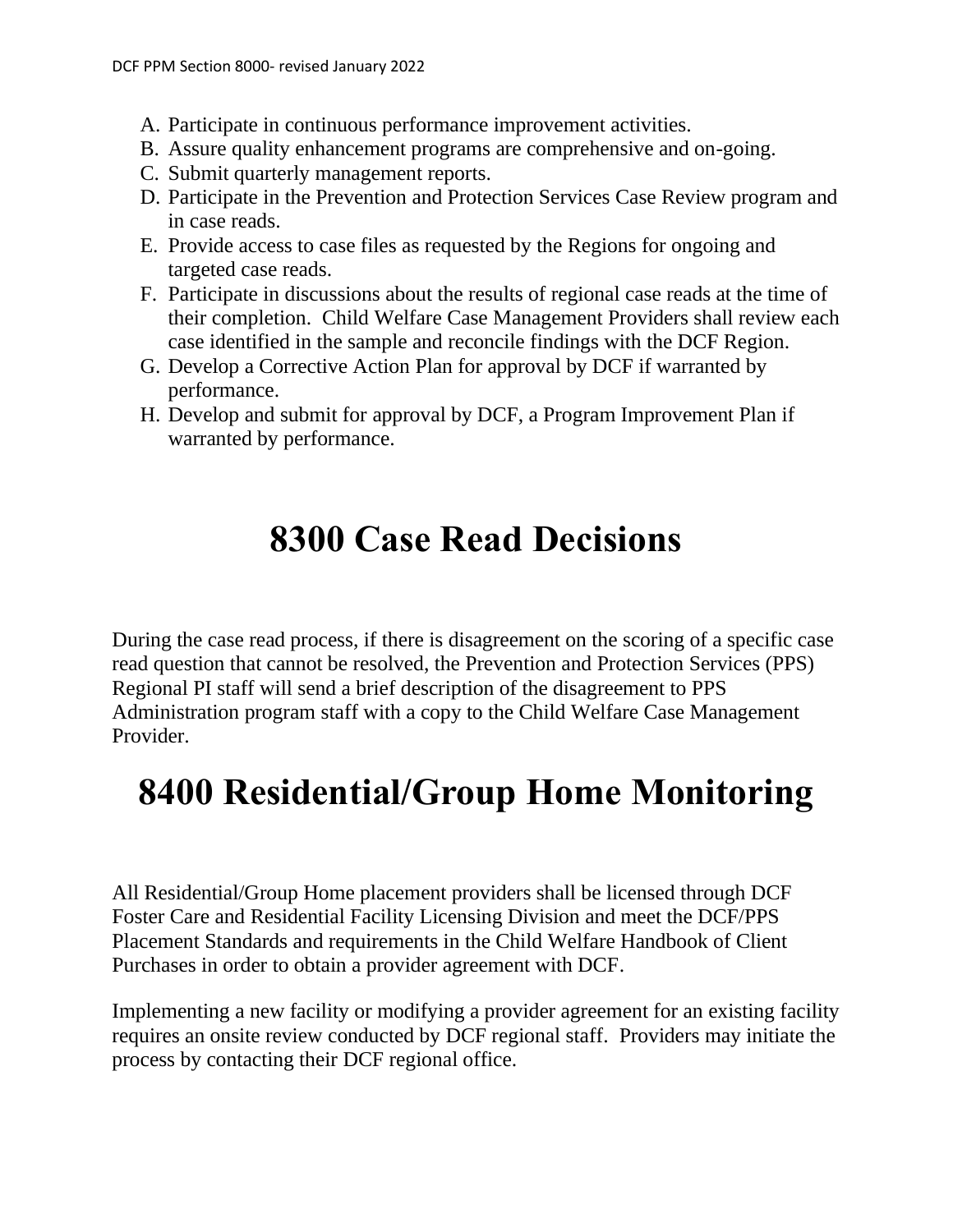A. Participate in continuous performance improvement activities.
B. Assure quality enhancement programs are comprehensive and on-going.
C. Submit quarterly management reports.
D. Participate in the Prevention and Protection Services Case Review program and in case reads.
E. Provide access to case files as requested by the Regions for ongoing and targeted case reads.
F. Participate in discussions about the results of regional case reads at the time of their completion. Child Welfare Case Management Providers shall review each case identified in the sample and reconcile findings with the DCF Region.
G. Develop a Corrective Action Plan for approval by DCF if warranted by performance.
H. Develop and submit for approval by DCF, a Program Improvement Plan if warranted by performance.

# 8300 Case Read Decisions

During the case read process, if there is disagreement on the scoring of a specific case read question that cannot be resolved, the Prevention and Protection Services (PPS) Regional PI staff will send a brief description of the disagreement to PPS Administration program staff with a copy to the Child Welfare Case Management Provider.

# 8400 Residential/Group Home Monitoring

All Residential/Group Home placement providers shall be licensed through DCF Foster Care and Residential Facility Licensing Division and meet the DCF/PPS Placement Standards and requirements in the Child Welfare Handbook of Client Purchases in order to obtain a provider agreement with DCF.

Implementing a new facility or modifying a provider agreement for an existing facility requires an onsite review conducted by DCF regional staff. Providers may initiate the process by contacting their DCF regional office.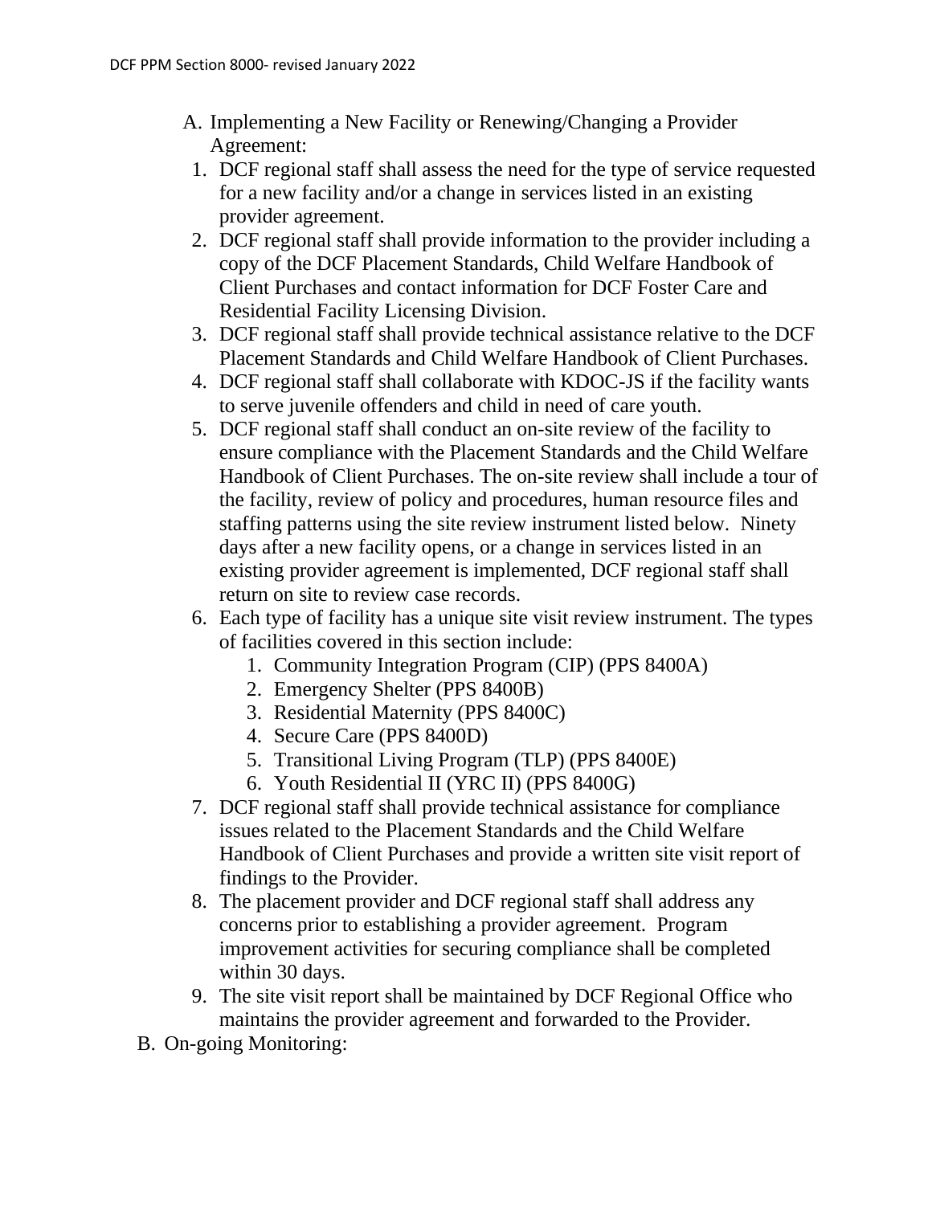A. Implementing a New Facility or Renewing/Changing a Provider Agreement:
   1. DCF regional staff shall assess the need for the type of service requested for a new facility and/or a change in services listed in an existing provider agreement.
   2. DCF regional staff shall provide information to the provider including a copy of the DCF Placement Standards, Child Welfare Handbook of Client Purchases and contact information for DCF Foster Care and Residential Facility Licensing Division.
   3. DCF regional staff shall provide technical assistance relative to the DCF Placement Standards and Child Welfare Handbook of Client Purchases.
   4. DCF regional staff shall collaborate with KDOC-JS if the facility wants to serve juvenile offenders and child in need of care youth.
   5. DCF regional staff shall conduct an on-site review of the facility to ensure compliance with the Placement Standards and the Child Welfare Handbook of Client Purchases. The on-site review shall include a tour of the facility, review of policy and procedures, human resource files and staffing patterns using the site review instrument listed below. Ninety days after a new facility opens, or a change in services listed in an existing provider agreement is implemented, DCF regional staff shall return on site to review case records.
   6. Each type of facility has a unique site visit review instrument. The types of facilities covered in this section include:
      1. Community Integration Program (CIP) (PPS 8400A)
      2. Emergency Shelter (PPS 8400B)
      3. Residential Maternity (PPS 8400C)
      4. Secure Care (PPS 8400D)
      5. Transitional Living Program (TLP) (PPS 8400E)
      6. Youth Residential II (YRC II) (PPS 8400G)
   7. DCF regional staff shall provide technical assistance for compliance issues related to the Placement Standards and the Child Welfare Handbook of Client Purchases and provide a written site visit report of findings to the Provider.
   8. The placement provider and DCF regional staff shall address any concerns prior to establishing a provider agreement. Program improvement activities for securing compliance shall be completed within 30 days.
   9. The site visit report shall be maintained by DCF Regional Office who maintains the provider agreement and forwarded to the Provider.

B. On-going Monitoring: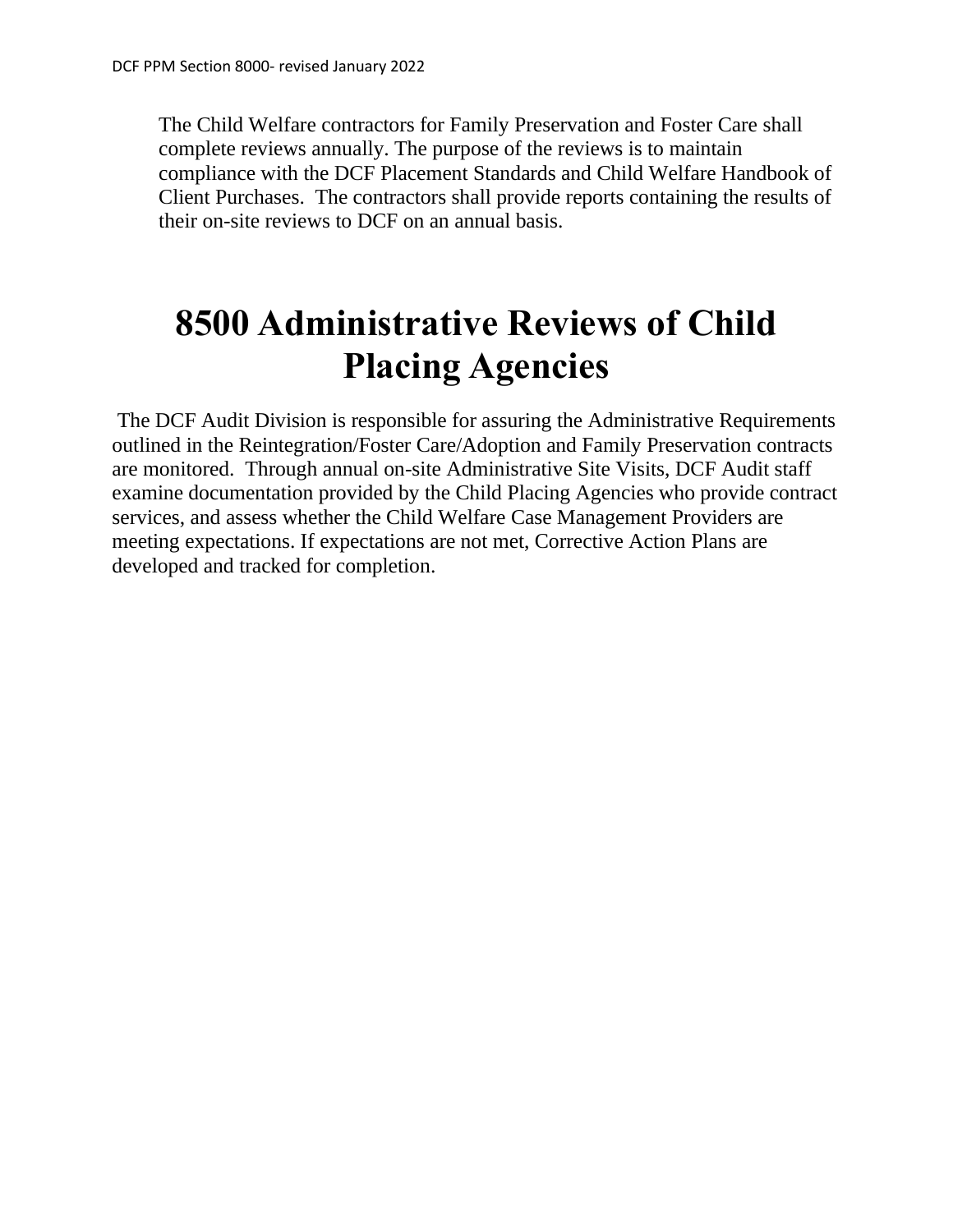The Child Welfare contractors for Family Preservation and Foster Care shall complete reviews annually. The purpose of the reviews is to maintain compliance with the DCF Placement Standards and Child Welfare Handbook of Client Purchases. The contractors shall provide reports containing the results of their on-site reviews to DCF on an annual basis.

# 8500 Administrative Reviews of Child Placing Agencies

The DCF Audit Division is responsible for assuring the Administrative Requirements outlined in the Reintegration/Foster Care/Adoption and Family Preservation contracts are monitored. Through annual on-site Administrative Site Visits, DCF Audit staff examine documentation provided by the Child Placing Agencies who provide contract services, and assess whether the Child Welfare Case Management Providers are meeting expectations. If expectations are not met, Corrective Action Plans are developed and tracked for completion.